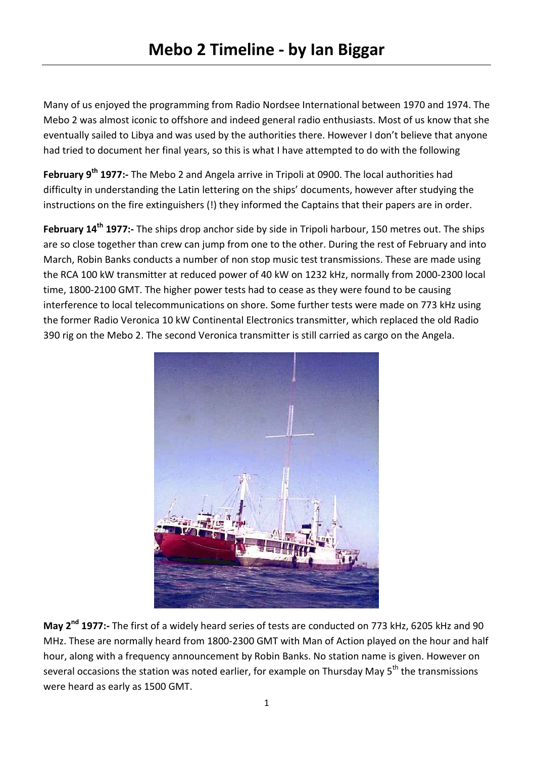# Mebo 2 Timeline - by Ian Biggar

Many of us enjoyed the programming from Radio Nordsee International between 1970 and 1974. The Mebo 2 was almost iconic to offshore and indeed general radio enthusiasts. Most of us know that she eventually sailed to Libya and was used by the authorities there. However I don't believe that anyone had tried to document her final years, so this is what I have attempted to do with the following

**February 9th 1977:-** The Mebo 2 and Angela arrive in Tripoli at 0900. The local authorities had difficulty in understanding the Latin lettering on the ships' documents, however after studying the instructions on the fire extinguishers (!) they informed the Captains that their papers are in order.

**February 14th 1977:-** The ships drop anchor side by side in Tripoli harbour, 150 metres out. The ships are so close together than crew can jump from one to the other. During the rest of February and into March, Robin Banks conducts a number of non stop music test transmissions. These are made using the RCA 100 kW transmitter at reduced power of 40 kW on 1232 kHz, normally from 2000-2300 local time, 1800-2100 GMT. The higher power tests had to cease as they were found to be causing interference to local telecommunications on shore. Some further tests were made on 773 kHz using the former Radio Veronica 10 kW Continental Electronics transmitter, which replaced the old Radio 390 rig on the Mebo 2. The second Veronica transmitter is still carried as cargo on the Angela.

**May 2nd 1977:-** The first of a widely heard series of tests are conducted on 773 kHz, 6205 kHz and 90 MHz. These are normally heard from 1800-2300 GMT with Man of Action played on the hour and half hour, along with a frequency announcement by Robin Banks. No station name is given. However on several occasions the station was noted earlier, for example on Thursday May 5th the transmissions were heard as early as 1500 GMT.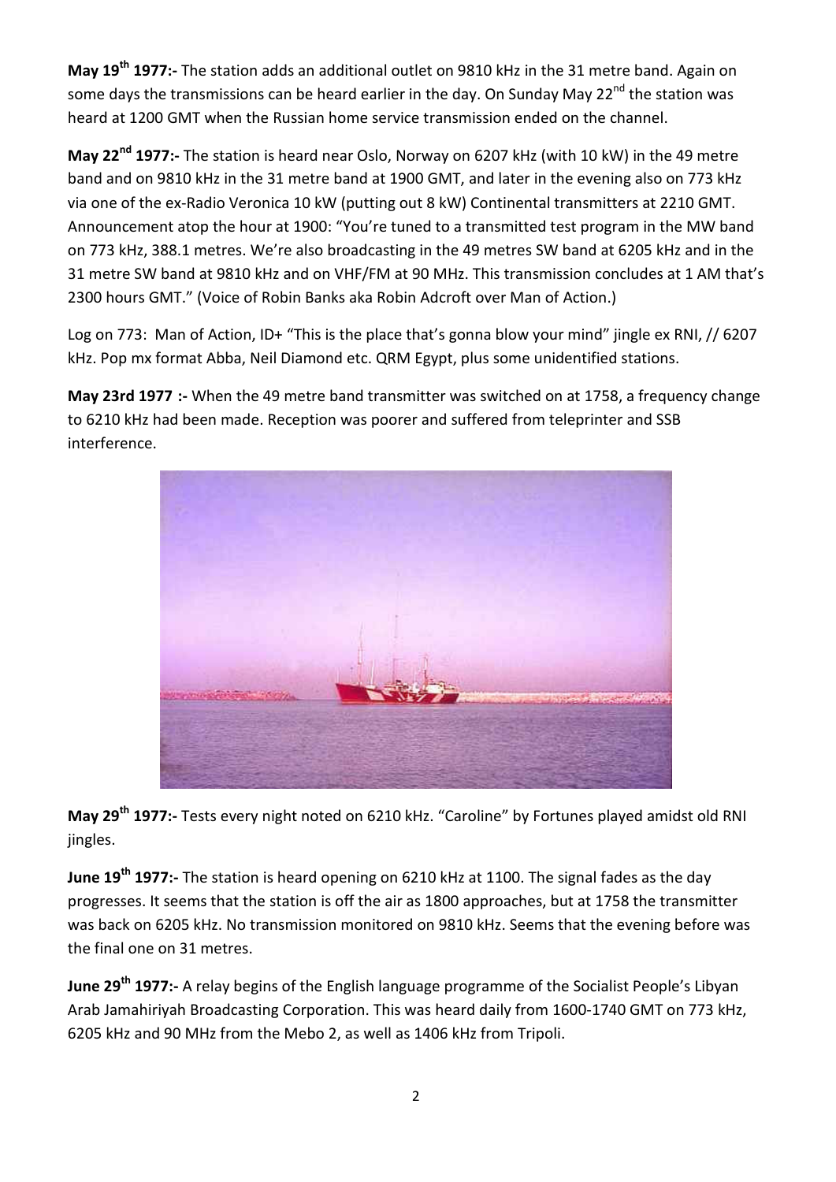**May 19th 1977:-** The station adds an additional outlet on 9810 kHz in the 31 metre band. Again on some days the transmissions can be heard earlier in the day. On Sunday May 22nd the station was heard at 1200 GMT when the Russian home service transmission ended on the channel.

**May 22nd 1977:-** The station is heard near Oslo, Norway on 6207 kHz (with 10 kW) in the 49 metre band and on 9810 kHz in the 31 metre band at 1900 GMT, and later in the evening also on 773 kHz via one of the ex-Radio Veronica 10 kW (putting out 8 kW) Continental transmitters at 2210 GMT. Announcement atop the hour at 1900: "You're tuned to a transmitted test program in the MW band on 773 kHz, 388.1 metres. We're also broadcasting in the 49 metres SW band at 6205 kHz and in the 31 metre SW band at 9810 kHz and on VHF/FM at 90 MHz. This transmission concludes at 1 AM that's 2300 hours GMT." (Voice of Robin Banks aka Robin Adcroft over Man of Action.)

Log on 773: Man of Action, ID+ "This is the place that's gonna blow your mind" jingle ex RNI, // 6207 kHz. Pop mx format Abba, Neil Diamond etc. QRM Egypt, plus some unidentified stations.

**May 23rd 1977 :-** When the 49 metre band transmitter was switched on at 1758, a frequency change to 6210 kHz had been made. Reception was poorer and suffered from teleprinter and SSB interference.

**May 29th 1977:-** Tests every night noted on 6210 kHz. "Caroline" by Fortunes played amidst old RNI jingles.

**June 19th 1977:-** The station is heard opening on 6210 kHz at 1100. The signal fades as the day progresses. It seems that the station is off the air as 1800 approaches, but at 1758 the transmitter was back on 6205 kHz. No transmission monitored on 9810 kHz. Seems that the evening before was the final one on 31 metres.

**June 29th 1977:-** A relay begins of the English language programme of the Socialist People's Libyan Arab Jamahiriyah Broadcasting Corporation. This was heard daily from 1600-1740 GMT on 773 kHz, 6205 kHz and 90 MHz from the Mebo 2, as well as 1406 kHz from Tripoli.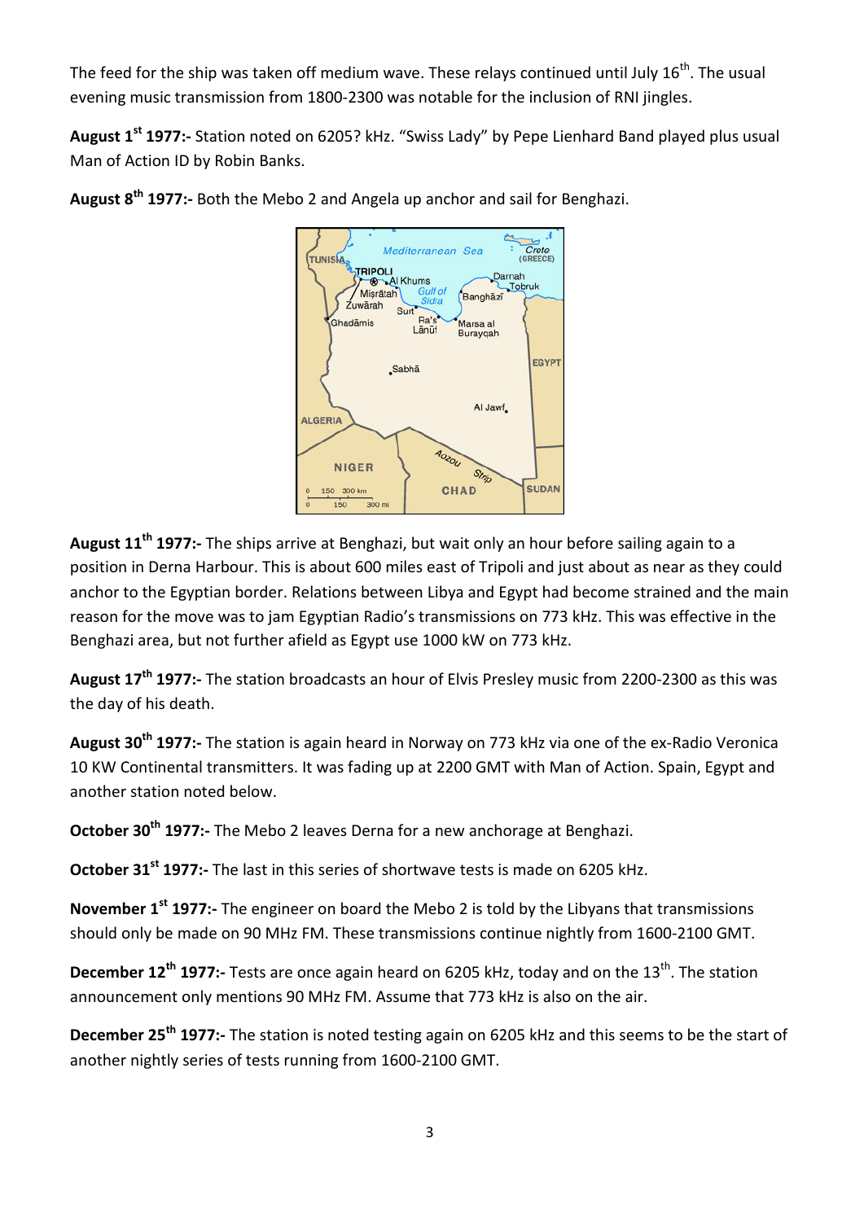The feed for the ship was taken off medium wave. These relays continued until July 16th. The usual evening music transmission from 1800-2300 was notable for the inclusion of RNI jingles.

**August 1st 1977:-** Station noted on 6205? kHz. “Swiss Lady” by Pepe Lienhard Band played plus usual Man of Action ID by Robin Banks.

**August 8th 1977:-** Both the Mebo 2 and Angela up anchor and sail for Benghazi.

**August 11th 1977:-** The ships arrive at Benghazi, but wait only an hour before sailing again to a position in Derna Harbour. This is about 600 miles east of Tripoli and just about as near as they could anchor to the Egyptian border. Relations between Libya and Egypt had become strained and the main reason for the move was to jam Egyptian Radio’s transmissions on 773 kHz. This was effective in the Benghazi area, but not further afield as Egypt use 1000 kW on 773 kHz.

**August 17th 1977:-** The station broadcasts an hour of Elvis Presley music from 2200-2300 as this was the day of his death.

**August 30th 1977:-** The station is again heard in Norway on 773 kHz via one of the ex-Radio Veronica 10 KW Continental transmitters. It was fading up at 2200 GMT with Man of Action. Spain, Egypt and another station noted below.

**October 30th 1977:-** The Mebo 2 leaves Derna for a new anchorage at Benghazi.

**October 31st 1977:-** The last in this series of shortwave tests is made on 6205 kHz.

**November 1st 1977:-** The engineer on board the Mebo 2 is told by the Libyans that transmissions should only be made on 90 MHz FM. These transmissions continue nightly from 1600-2100 GMT.

**December 12th 1977:-** Tests are once again heard on 6205 kHz, today and on the 13th. The station announcement only mentions 90 MHz FM. Assume that 773 kHz is also on the air.

**December 25th 1977:-** The station is noted testing again on 6205 kHz and this seems to be the start of another nightly series of tests running from 1600-2100 GMT.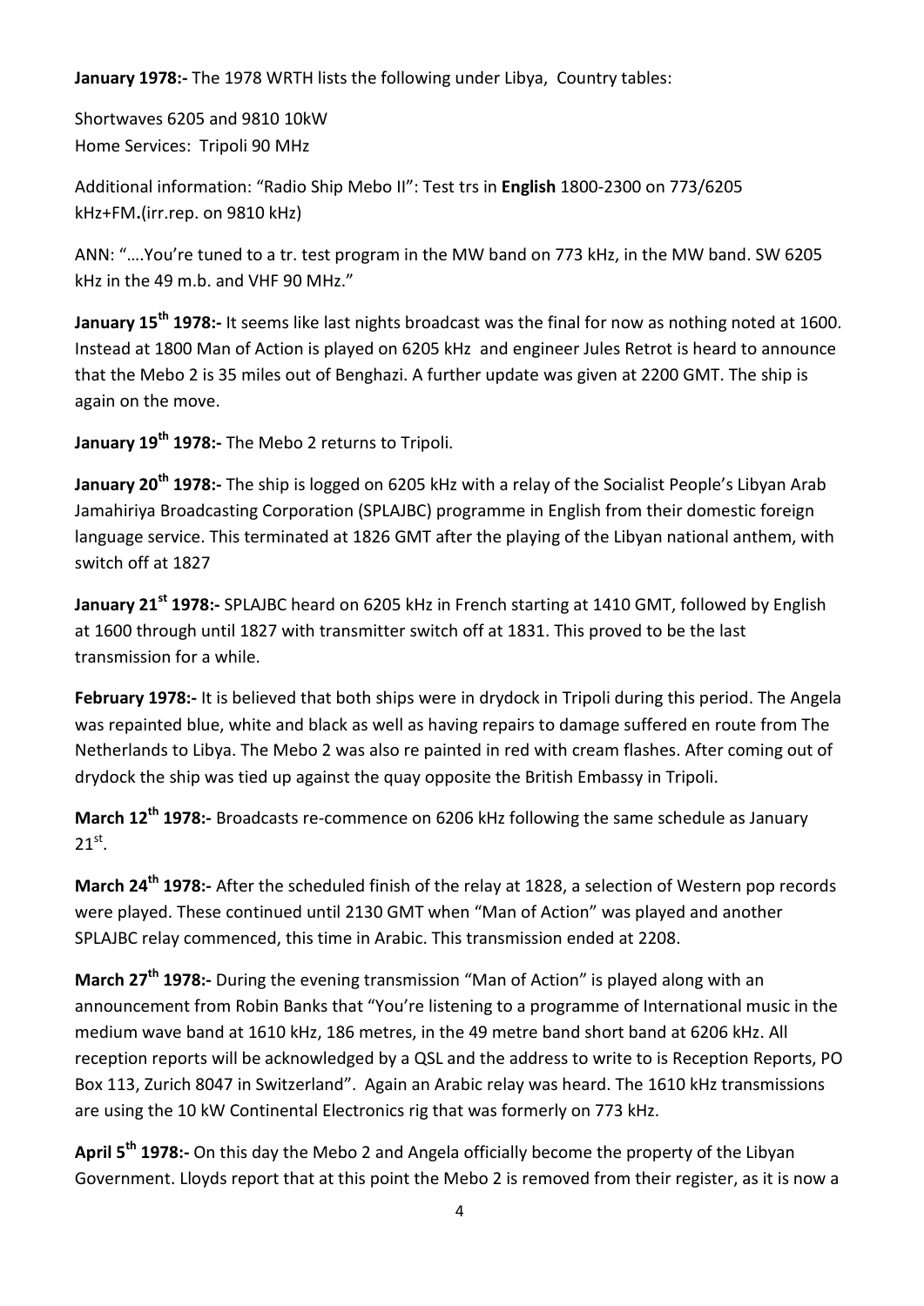**January 1978:-** The 1978 WRTH lists the following under Libya, Country tables:

Shortwaves 6205 and 9810 10kW
Home Services: Tripoli 90 MHz

Additional information: "Radio Ship Mebo II": Test trs in **English** 1800-2300 on 773/6205 kHz+FM**.**(irr.rep. on 9810 kHz)

ANN: "….You're tuned to a tr. test program in the MW band on 773 kHz, in the MW band. SW 6205 kHz in the 49 m.b. and VHF 90 MHz."

**January 15th 1978:-** It seems like last nights broadcast was the final for now as nothing noted at 1600. Instead at 1800 Man of Action is played on 6205 kHz and engineer Jules Retrot is heard to announce that the Mebo 2 is 35 miles out of Benghazi. A further update was given at 2200 GMT. The ship is again on the move.

**January 19th 1978:-** The Mebo 2 returns to Tripoli.

**January 20th 1978:-** The ship is logged on 6205 kHz with a relay of the Socialist People's Libyan Arab Jamahiriya Broadcasting Corporation (SPLAJBC) programme in English from their domestic foreign language service. This terminated at 1826 GMT after the playing of the Libyan national anthem, with switch off at 1827

**January 21st 1978:-** SPLAJBC heard on 6205 kHz in French starting at 1410 GMT, followed by English at 1600 through until 1827 with transmitter switch off at 1831. This proved to be the last transmission for a while.

**February 1978:-** It is believed that both ships were in drydock in Tripoli during this period. The Angela was repainted blue, white and black as well as having repairs to damage suffered en route from The Netherlands to Libya. The Mebo 2 was also re painted in red with cream flashes. After coming out of drydock the ship was tied up against the quay opposite the British Embassy in Tripoli.

**March 12th 1978:-** Broadcasts re-commence on 6206 kHz following the same schedule as January 21st.

**March 24th 1978:-** After the scheduled finish of the relay at 1828, a selection of Western pop records were played. These continued until 2130 GMT when "Man of Action" was played and another SPLAJBC relay commenced, this time in Arabic. This transmission ended at 2208.

**March 27th 1978:-** During the evening transmission "Man of Action" is played along with an announcement from Robin Banks that "You're listening to a programme of International music in the medium wave band at 1610 kHz, 186 metres, in the 49 metre band short band at 6206 kHz. All reception reports will be acknowledged by a QSL and the address to write to is Reception Reports, PO Box 113, Zurich 8047 in Switzerland". Again an Arabic relay was heard. The 1610 kHz transmissions are using the 10 kW Continental Electronics rig that was formerly on 773 kHz.

**April 5th 1978:-** On this day the Mebo 2 and Angela officially become the property of the Libyan Government. Lloyds report that at this point the Mebo 2 is removed from their register, as it is now a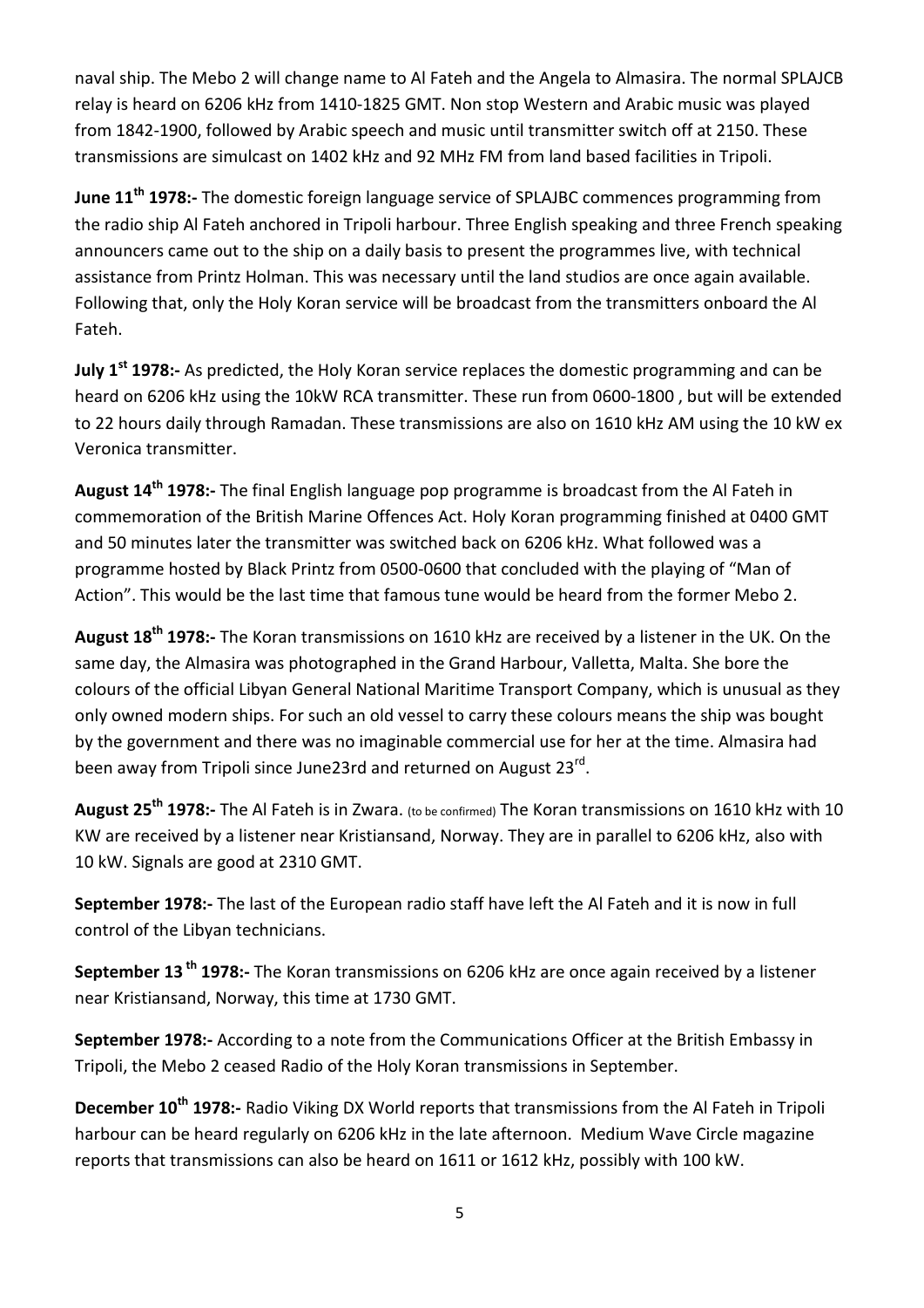naval ship. The Mebo 2 will change name to Al Fateh and the Angela to Almasira. The normal SPLAJCB relay is heard on 6206 kHz from 1410-1825 GMT. Non stop Western and Arabic music was played from 1842-1900, followed by Arabic speech and music until transmitter switch off at 2150. These transmissions are simulcast on 1402 kHz and 92 MHz FM from land based facilities in Tripoli.

**June 11th 1978:-** The domestic foreign language service of SPLAJBC commences programming from the radio ship Al Fateh anchored in Tripoli harbour. Three English speaking and three French speaking announcers came out to the ship on a daily basis to present the programmes live, with technical assistance from Printz Holman. This was necessary until the land studios are once again available. Following that, only the Holy Koran service will be broadcast from the transmitters onboard the Al Fateh.

**July 1st 1978:-** As predicted, the Holy Koran service replaces the domestic programming and can be heard on 6206 kHz using the 10kW RCA transmitter. These run from 0600-1800 , but will be extended to 22 hours daily through Ramadan. These transmissions are also on 1610 kHz AM using the 10 kW ex Veronica transmitter.

**August 14th 1978:-** The final English language pop programme is broadcast from the Al Fateh in commemoration of the British Marine Offences Act. Holy Koran programming finished at 0400 GMT and 50 minutes later the transmitter was switched back on 6206 kHz. What followed was a programme hosted by Black Printz from 0500-0600 that concluded with the playing of "Man of Action". This would be the last time that famous tune would be heard from the former Mebo 2.

**August 18th 1978:-** The Koran transmissions on 1610 kHz are received by a listener in the UK. On the same day, the Almasira was photographed in the Grand Harbour, Valletta, Malta. She bore the colours of the official Libyan General National Maritime Transport Company, which is unusual as they only owned modern ships. For such an old vessel to carry these colours means the ship was bought by the government and there was no imaginable commercial use for her at the time. Almasira had been away from Tripoli since June23rd and returned on August 23rd.

**August 25th 1978:-** The Al Fateh is in Zwara. (to be confirmed) The Koran transmissions on 1610 kHz with 10 KW are received by a listener near Kristiansand, Norway. They are in parallel to 6206 kHz, also with 10 kW. Signals are good at 2310 GMT.

**September 1978:-** The last of the European radio staff have left the Al Fateh and it is now in full control of the Libyan technicians.

**September 13 th 1978:-** The Koran transmissions on 6206 kHz are once again received by a listener near Kristiansand, Norway, this time at 1730 GMT.

**September 1978:-** According to a note from the Communications Officer at the British Embassy in Tripoli, the Mebo 2 ceased Radio of the Holy Koran transmissions in September.

**December 10th 1978:-** Radio Viking DX World reports that transmissions from the Al Fateh in Tripoli harbour can be heard regularly on 6206 kHz in the late afternoon. Medium Wave Circle magazine reports that transmissions can also be heard on 1611 or 1612 kHz, possibly with 100 kW.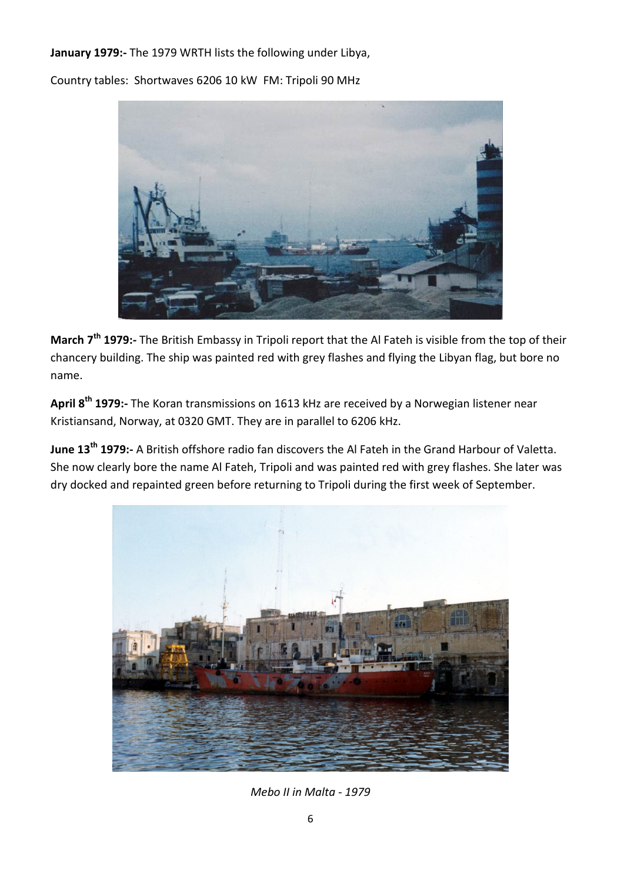**January 1979:-** The 1979 WRTH lists the following under Libya,

Country tables: Shortwaves 6206 10 kW FM: Tripoli 90 MHz

**March 7th 1979:-** The British Embassy in Tripoli report that the Al Fateh is visible from the top of their chancery building. The ship was painted red with grey flashes and flying the Libyan flag, but bore no name.

**April 8th 1979:-** The Koran transmissions on 1613 kHz are received by a Norwegian listener near Kristiansand, Norway, at 0320 GMT. They are in parallel to 6206 kHz.

**June 13th 1979:-** A British offshore radio fan discovers the Al Fateh in the Grand Harbour of Valetta. She now clearly bore the name Al Fateh, Tripoli and was painted red with grey flashes. She later was dry docked and repainted green before returning to Tripoli during the first week of September.

*Mebo II in Malta - 1979*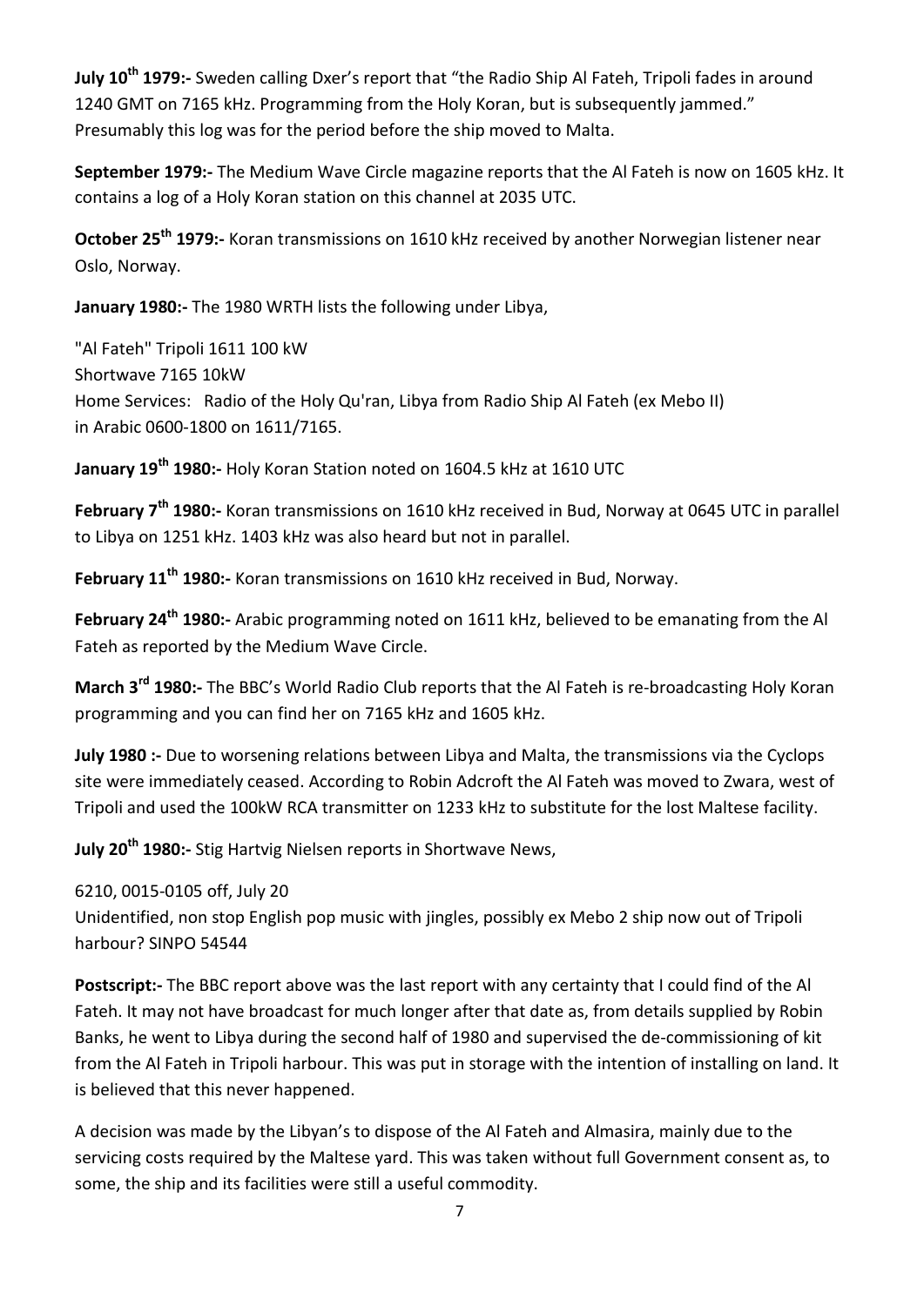**July 10th 1979:-** Sweden calling Dxer's report that "the Radio Ship Al Fateh, Tripoli fades in around 1240 GMT on 7165 kHz. Programming from the Holy Koran, but is subsequently jammed." Presumably this log was for the period before the ship moved to Malta.

**September 1979:-** The Medium Wave Circle magazine reports that the Al Fateh is now on 1605 kHz. It contains a log of a Holy Koran station on this channel at 2035 UTC.

**October 25th 1979:-** Koran transmissions on 1610 kHz received by another Norwegian listener near Oslo, Norway.

**January 1980:-** The 1980 WRTH lists the following under Libya,

"Al Fateh" Tripoli 1611 100 kW
Shortwave 7165 10kW
Home Services: Radio of the Holy Qu'ran, Libya from Radio Ship Al Fateh (ex Mebo II) in Arabic 0600-1800 on 1611/7165.

**January 19th 1980:-** Holy Koran Station noted on 1604.5 kHz at 1610 UTC

**February 7th 1980:-** Koran transmissions on 1610 kHz received in Bud, Norway at 0645 UTC in parallel to Libya on 1251 kHz. 1403 kHz was also heard but not in parallel.

**February 11th 1980:-** Koran transmissions on 1610 kHz received in Bud, Norway.

**February 24th 1980:-** Arabic programming noted on 1611 kHz, believed to be emanating from the Al Fateh as reported by the Medium Wave Circle.

**March 3rd 1980:-** The BBC's World Radio Club reports that the Al Fateh is re-broadcasting Holy Koran programming and you can find her on 7165 kHz and 1605 kHz.

**July 1980 :-** Due to worsening relations between Libya and Malta, the transmissions via the Cyclops site were immediately ceased. According to Robin Adcroft the Al Fateh was moved to Zwara, west of Tripoli and used the 100kW RCA transmitter on 1233 kHz to substitute for the lost Maltese facility.

**July 20th 1980:-** Stig Hartvig Nielsen reports in Shortwave News,

6210, 0015-0105 off, July 20
Unidentified, non stop English pop music with jingles, possibly ex Mebo 2 ship now out of Tripoli harbour? SINPO 54544

**Postscript:-** The BBC report above was the last report with any certainty that I could find of the Al Fateh. It may not have broadcast for much longer after that date as, from details supplied by Robin Banks, he went to Libya during the second half of 1980 and supervised the de-commissioning of kit from the Al Fateh in Tripoli harbour. This was put in storage with the intention of installing on land. It is believed that this never happened.

A decision was made by the Libyan's to dispose of the Al Fateh and Almasira, mainly due to the servicing costs required by the Maltese yard. This was taken without full Government consent as, to some, the ship and its facilities were still a useful commodity.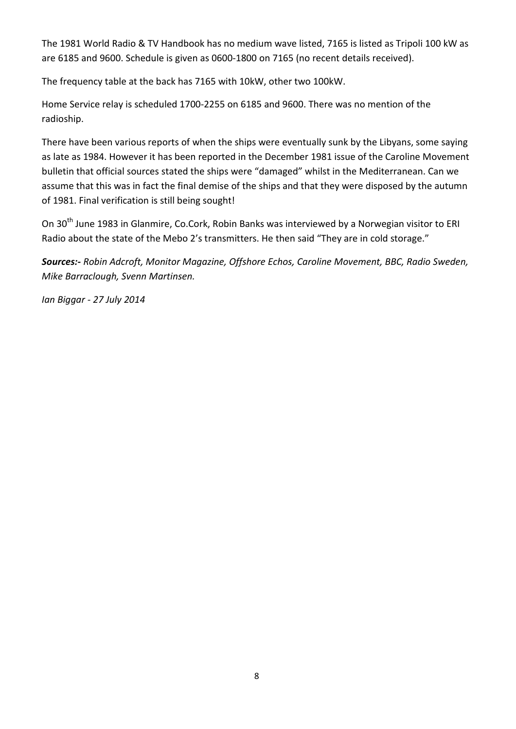The 1981 World Radio & TV Handbook has no medium wave listed, 7165 is listed as Tripoli 100 kW as are 6185 and 9600. Schedule is given as 0600-1800 on 7165 (no recent details received).

The frequency table at the back has 7165 with 10kW, other two 100kW.

Home Service relay is scheduled 1700-2255 on 6185 and 9600. There was no mention of the radioship.

There have been various reports of when the ships were eventually sunk by the Libyans, some saying as late as 1984. However it has been reported in the December 1981 issue of the Caroline Movement bulletin that official sources stated the ships were "damaged" whilst in the Mediterranean. Can we assume that this was in fact the final demise of the ships and that they were disposed by the autumn of 1981. Final verification is still being sought!

On 30th June 1983 in Glanmire, Co.Cork, Robin Banks was interviewed by a Norwegian visitor to ERI Radio about the state of the Mebo 2's transmitters. He then said "They are in cold storage."

***Sources:-*** *Robin Adcroft, Monitor Magazine, Offshore Echos, Caroline Movement, BBC, Radio Sweden, Mike Barraclough, Svenn Martinsen.*

*Ian Biggar - 27 July 2014*